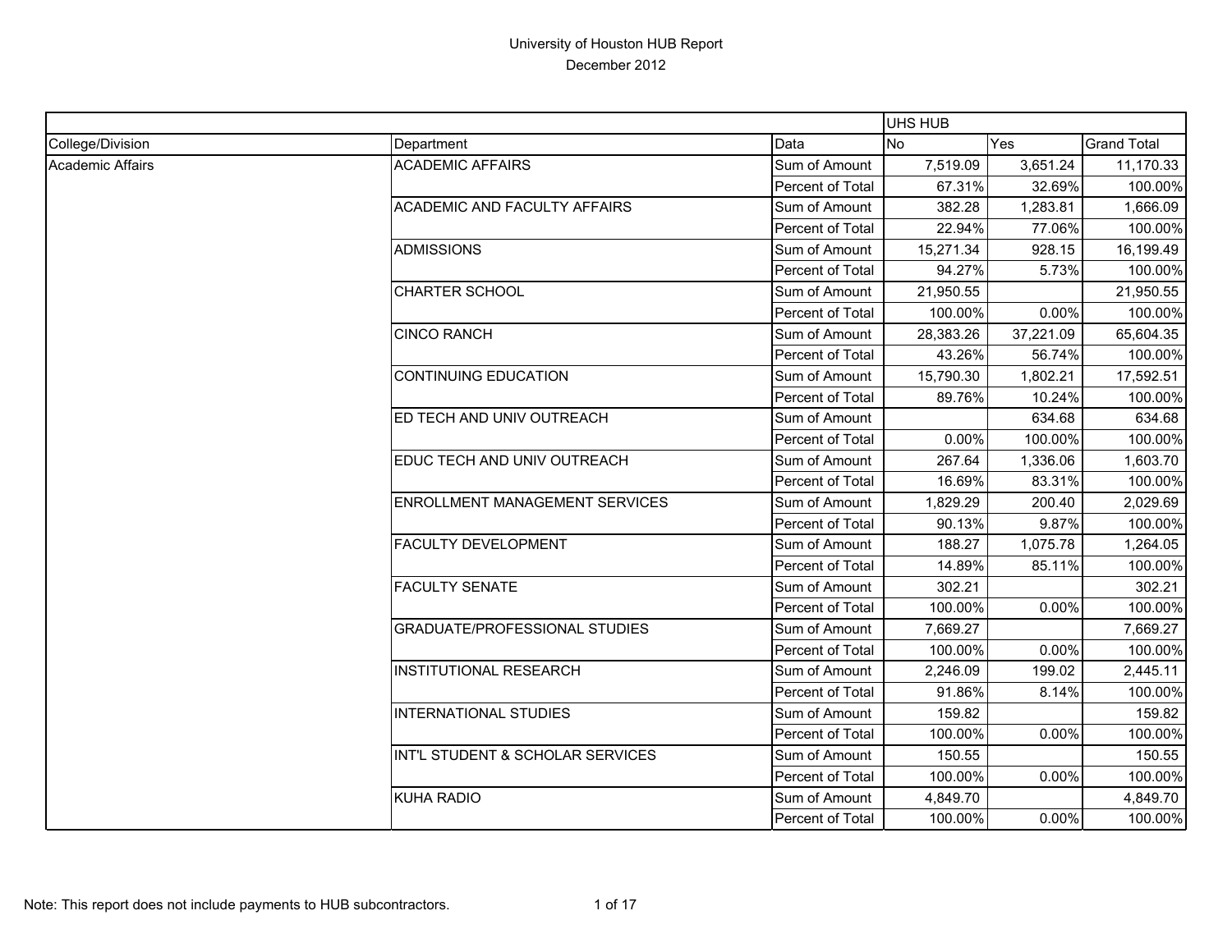# University of Houston HUB Report

December 2012

| | | | UHS HUB | | |
|---|---|---|---|---|---|
| College/Division | Department | Data | No | Yes | Grand Total |
| Academic Affairs | ACADEMIC AFFAIRS | Sum of Amount | 7,519.09 | 3,651.24 | 11,170.33 |
| | | Percent of Total | 67.31% | 32.69% | 100.00% |
| | ACADEMIC AND FACULTY AFFAIRS | Sum of Amount | 382.28 | 1,283.81 | 1,666.09 |
| | | Percent of Total | 22.94% | 77.06% | 100.00% |
| | ADMISSIONS | Sum of Amount | 15,271.34 | 928.15 | 16,199.49 |
| | | Percent of Total | 94.27% | 5.73% | 100.00% |
| | CHARTER SCHOOL | Sum of Amount | 21,950.55 | | 21,950.55 |
| | | Percent of Total | 100.00% | 0.00% | 100.00% |
| | CINCO RANCH | Sum of Amount | 28,383.26 | 37,221.09 | 65,604.35 |
| | | Percent of Total | 43.26% | 56.74% | 100.00% |
| | CONTINUING EDUCATION | Sum of Amount | 15,790.30 | 1,802.21 | 17,592.51 |
| | | Percent of Total | 89.76% | 10.24% | 100.00% |
| | ED TECH AND UNIV OUTREACH | Sum of Amount | | 634.68 | 634.68 |
| | | Percent of Total | 0.00% | 100.00% | 100.00% |
| | EDUC TECH AND UNIV OUTREACH | Sum of Amount | 267.64 | 1,336.06 | 1,603.70 |
| | | Percent of Total | 16.69% | 83.31% | 100.00% |
| | ENROLLMENT MANAGEMENT SERVICES | Sum of Amount | 1,829.29 | 200.40 | 2,029.69 |
| | | Percent of Total | 90.13% | 9.87% | 100.00% |
| | FACULTY DEVELOPMENT | Sum of Amount | 188.27 | 1,075.78 | 1,264.05 |
| | | Percent of Total | 14.89% | 85.11% | 100.00% |
| | FACULTY SENATE | Sum of Amount | 302.21 | | 302.21 |
| | | Percent of Total | 100.00% | 0.00% | 100.00% |
| | GRADUATE/PROFESSIONAL STUDIES | Sum of Amount | 7,669.27 | | 7,669.27 |
| | | Percent of Total | 100.00% | 0.00% | 100.00% |
| | INSTITUTIONAL RESEARCH | Sum of Amount | 2,246.09 | 199.02 | 2,445.11 |
| | | Percent of Total | 91.86% | 8.14% | 100.00% |
| | INTERNATIONAL STUDIES | Sum of Amount | 159.82 | | 159.82 |
| | | Percent of Total | 100.00% | 0.00% | 100.00% |
| | INT'L STUDENT & SCHOLAR SERVICES | Sum of Amount | 150.55 | | 150.55 |
| | | Percent of Total | 100.00% | 0.00% | 100.00% |
| | KUHA RADIO | Sum of Amount | 4,849.70 | | 4,849.70 |
| | | Percent of Total | 100.00% | 0.00% | 100.00% |

Note: This report does not include payments to HUB subcontractors.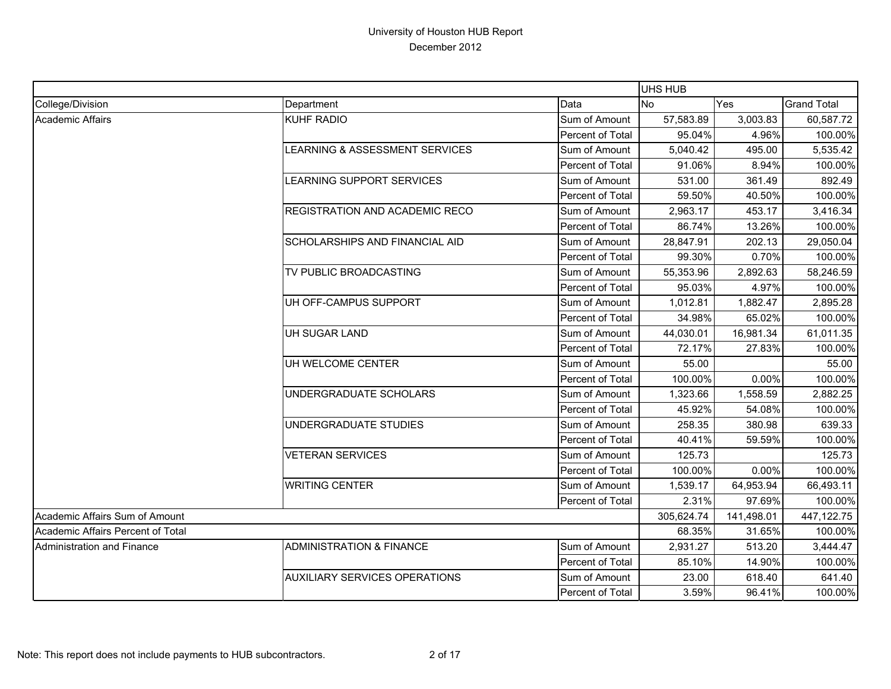University of Houston HUB Report
December 2012

| | | | UHS HUB | | |
|---|---|---|---|---|---|
| College/Division | Department | Data | No | Yes | Grand Total |
| Academic Affairs | KUHF RADIO | Sum of Amount | 57,583.89 | 3,003.83 | 60,587.72 |
| | | Percent of Total | 95.04% | 4.96% | 100.00% |
| | LEARNING & ASSESSMENT SERVICES | Sum of Amount | 5,040.42 | 495.00 | 5,535.42 |
| | | Percent of Total | 91.06% | 8.94% | 100.00% |
| | LEARNING SUPPORT SERVICES | Sum of Amount | 531.00 | 361.49 | 892.49 |
| | | Percent of Total | 59.50% | 40.50% | 100.00% |
| | REGISTRATION AND ACADEMIC RECO | Sum of Amount | 2,963.17 | 453.17 | 3,416.34 |
| | | Percent of Total | 86.74% | 13.26% | 100.00% |
| | SCHOLARSHIPS AND FINANCIAL AID | Sum of Amount | 28,847.91 | 202.13 | 29,050.04 |
| | | Percent of Total | 99.30% | 0.70% | 100.00% |
| | TV PUBLIC BROADCASTING | Sum of Amount | 55,353.96 | 2,892.63 | 58,246.59 |
| | | Percent of Total | 95.03% | 4.97% | 100.00% |
| | UH OFF-CAMPUS SUPPORT | Sum of Amount | 1,012.81 | 1,882.47 | 2,895.28 |
| | | Percent of Total | 34.98% | 65.02% | 100.00% |
| | UH SUGAR LAND | Sum of Amount | 44,030.01 | 16,981.34 | 61,011.35 |
| | | Percent of Total | 72.17% | 27.83% | 100.00% |
| | UH WELCOME CENTER | Sum of Amount | 55.00 | | 55.00 |
| | | Percent of Total | 100.00% | 0.00% | 100.00% |
| | UNDERGRADUATE SCHOLARS | Sum of Amount | 1,323.66 | 1,558.59 | 2,882.25 |
| | | Percent of Total | 45.92% | 54.08% | 100.00% |
| | UNDERGRADUATE STUDIES | Sum of Amount | 258.35 | 380.98 | 639.33 |
| | | Percent of Total | 40.41% | 59.59% | 100.00% |
| | VETERAN SERVICES | Sum of Amount | 125.73 | | 125.73 |
| | | Percent of Total | 100.00% | 0.00% | 100.00% |
| | WRITING CENTER | Sum of Amount | 1,539.17 | 64,953.94 | 66,493.11 |
| | | Percent of Total | 2.31% | 97.69% | 100.00% |
| Academic Affairs Sum of Amount | | | 305,624.74 | 141,498.01 | 447,122.75 |
| Academic Affairs Percent of Total | | | 68.35% | 31.65% | 100.00% |
| Administration and Finance | ADMINISTRATION & FINANCE | Sum of Amount | 2,931.27 | 513.20 | 3,444.47 |
| | | Percent of Total | 85.10% | 14.90% | 100.00% |
| | AUXILIARY SERVICES OPERATIONS | Sum of Amount | 23.00 | 618.40 | 641.40 |
| | | Percent of Total | 3.59% | 96.41% | 100.00% |

Note: This report does not include payments to HUB subcontractors.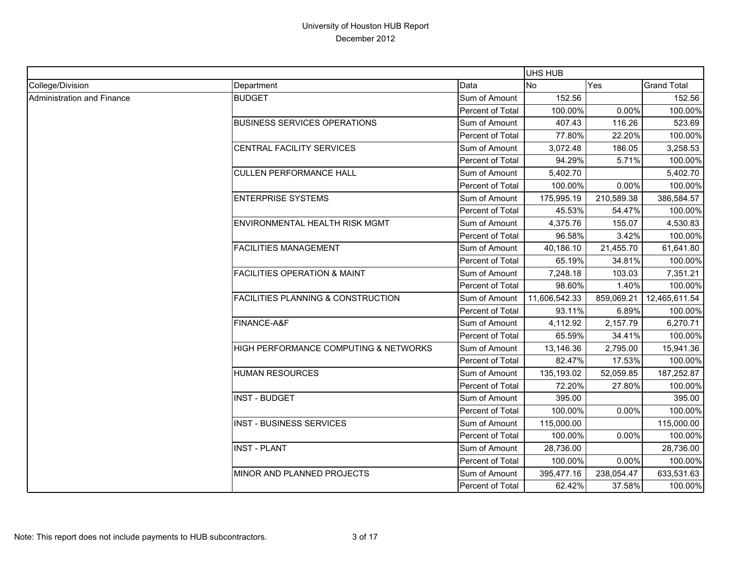University of Houston HUB Report
December 2012

| | | | UHS HUB | | |
|---|---|---|---|---|---|
| College/Division | Department | Data | No | Yes | Grand Total |
| Administration and Finance | BUDGET | Sum of Amount | 152.56 | | 152.56 |
| | | Percent of Total | 100.00% | 0.00% | 100.00% |
| | BUSINESS SERVICES OPERATIONS | Sum of Amount | 407.43 | 116.26 | 523.69 |
| | | Percent of Total | 77.80% | 22.20% | 100.00% |
| | CENTRAL FACILITY SERVICES | Sum of Amount | 3,072.48 | 186.05 | 3,258.53 |
| | | Percent of Total | 94.29% | 5.71% | 100.00% |
| | CULLEN PERFORMANCE HALL | Sum of Amount | 5,402.70 | | 5,402.70 |
| | | Percent of Total | 100.00% | 0.00% | 100.00% |
| | ENTERPRISE SYSTEMS | Sum of Amount | 175,995.19 | 210,589.38 | 386,584.57 |
| | | Percent of Total | 45.53% | 54.47% | 100.00% |
| | ENVIRONMENTAL HEALTH RISK MGMT | Sum of Amount | 4,375.76 | 155.07 | 4,530.83 |
| | | Percent of Total | 96.58% | 3.42% | 100.00% |
| | FACILITIES MANAGEMENT | Sum of Amount | 40,186.10 | 21,455.70 | 61,641.80 |
| | | Percent of Total | 65.19% | 34.81% | 100.00% |
| | FACILITIES OPERATION & MAINT | Sum of Amount | 7,248.18 | 103.03 | 7,351.21 |
| | | Percent of Total | 98.60% | 1.40% | 100.00% |
| | FACILITIES PLANNING & CONSTRUCTION | Sum of Amount | 11,606,542.33 | 859,069.21 | 12,465,611.54 |
| | | Percent of Total | 93.11% | 6.89% | 100.00% |
| | FINANCE-A&F | Sum of Amount | 4,112.92 | 2,157.79 | 6,270.71 |
| | | Percent of Total | 65.59% | 34.41% | 100.00% |
| | HIGH PERFORMANCE COMPUTING & NETWORKS | Sum of Amount | 13,146.36 | 2,795.00 | 15,941.36 |
| | | Percent of Total | 82.47% | 17.53% | 100.00% |
| | HUMAN RESOURCES | Sum of Amount | 135,193.02 | 52,059.85 | 187,252.87 |
| | | Percent of Total | 72.20% | 27.80% | 100.00% |
| | INST - BUDGET | Sum of Amount | 395.00 | | 395.00 |
| | | Percent of Total | 100.00% | 0.00% | 100.00% |
| | INST - BUSINESS SERVICES | Sum of Amount | 115,000.00 | | 115,000.00 |
| | | Percent of Total | 100.00% | 0.00% | 100.00% |
| | INST - PLANT | Sum of Amount | 28,736.00 | | 28,736.00 |
| | | Percent of Total | 100.00% | 0.00% | 100.00% |
| | MINOR AND PLANNED PROJECTS | Sum of Amount | 395,477.16 | 238,054.47 | 633,531.63 |
| | | Percent of Total | 62.42% | 37.58% | 100.00% |

Note: This report does not include payments to HUB subcontractors.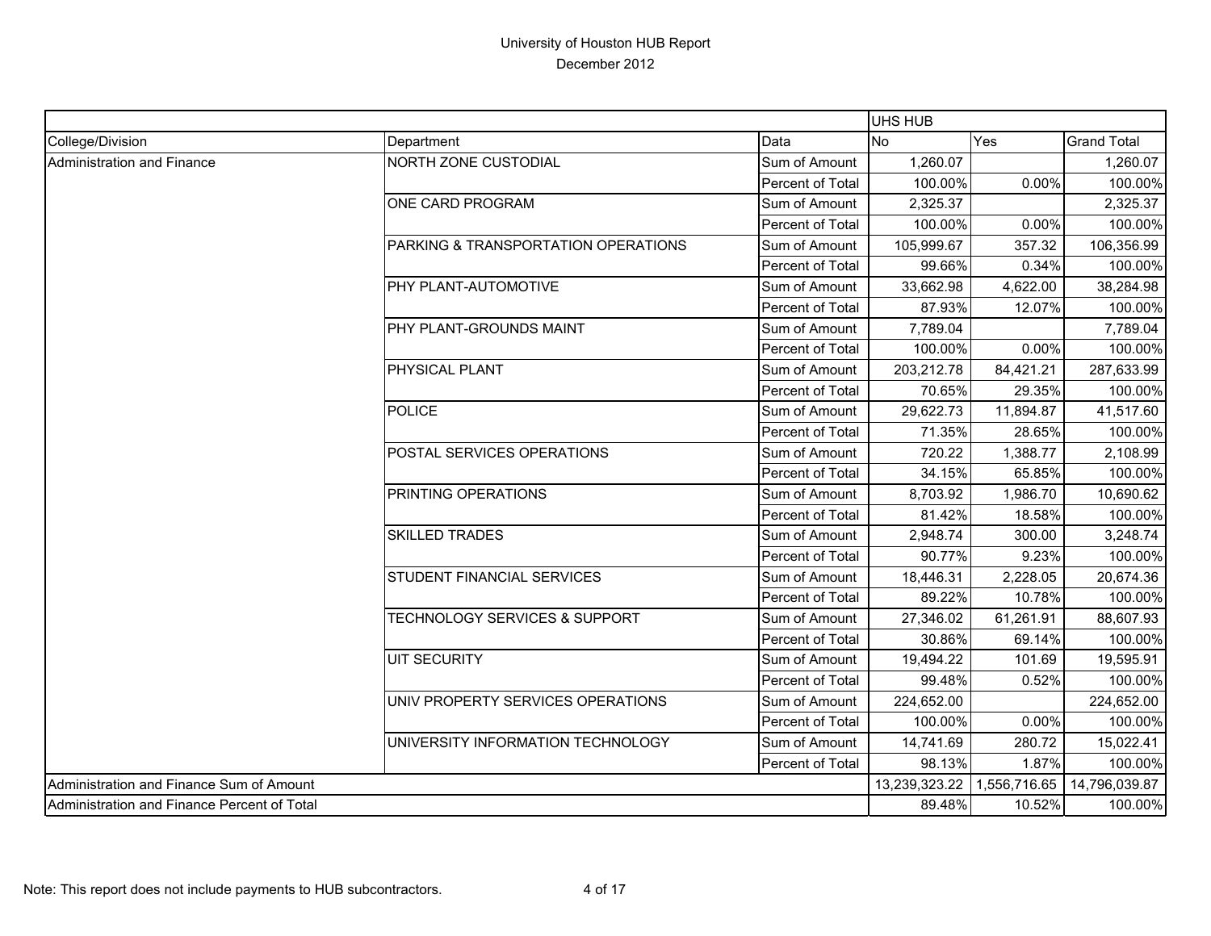# University of Houston HUB Report

December 2012

| | | | UHS HUB | | |
|---|---|---|---|---|---|
| College/Division | Department | Data | No | Yes | Grand Total |
| Administration and Finance | NORTH ZONE CUSTODIAL | Sum of Amount | 1,260.07 | | 1,260.07 |
| | | Percent of Total | 100.00% | 0.00% | 100.00% |
| | ONE CARD PROGRAM | Sum of Amount | 2,325.37 | | 2,325.37 |
| | | Percent of Total | 100.00% | 0.00% | 100.00% |
| | PARKING & TRANSPORTATION OPERATIONS | Sum of Amount | 105,999.67 | 357.32 | 106,356.99 |
| | | Percent of Total | 99.66% | 0.34% | 100.00% |
| | PHY PLANT-AUTOMOTIVE | Sum of Amount | 33,662.98 | 4,622.00 | 38,284.98 |
| | | Percent of Total | 87.93% | 12.07% | 100.00% |
| | PHY PLANT-GROUNDS MAINT | Sum of Amount | 7,789.04 | | 7,789.04 |
| | | Percent of Total | 100.00% | 0.00% | 100.00% |
| | PHYSICAL PLANT | Sum of Amount | 203,212.78 | 84,421.21 | 287,633.99 |
| | | Percent of Total | 70.65% | 29.35% | 100.00% |
| | POLICE | Sum of Amount | 29,622.73 | 11,894.87 | 41,517.60 |
| | | Percent of Total | 71.35% | 28.65% | 100.00% |
| | POSTAL SERVICES OPERATIONS | Sum of Amount | 720.22 | 1,388.77 | 2,108.99 |
| | | Percent of Total | 34.15% | 65.85% | 100.00% |
| | PRINTING OPERATIONS | Sum of Amount | 8,703.92 | 1,986.70 | 10,690.62 |
| | | Percent of Total | 81.42% | 18.58% | 100.00% |
| | SKILLED TRADES | Sum of Amount | 2,948.74 | 300.00 | 3,248.74 |
| | | Percent of Total | 90.77% | 9.23% | 100.00% |
| | STUDENT FINANCIAL SERVICES | Sum of Amount | 18,446.31 | 2,228.05 | 20,674.36 |
| | | Percent of Total | 89.22% | 10.78% | 100.00% |
| | TECHNOLOGY SERVICES & SUPPORT | Sum of Amount | 27,346.02 | 61,261.91 | 88,607.93 |
| | | Percent of Total | 30.86% | 69.14% | 100.00% |
| | UIT SECURITY | Sum of Amount | 19,494.22 | 101.69 | 19,595.91 |
| | | Percent of Total | 99.48% | 0.52% | 100.00% |
| | UNIV PROPERTY SERVICES OPERATIONS | Sum of Amount | 224,652.00 | | 224,652.00 |
| | | Percent of Total | 100.00% | 0.00% | 100.00% |
| | UNIVERSITY INFORMATION TECHNOLOGY | Sum of Amount | 14,741.69 | 280.72 | 15,022.41 |
| | | Percent of Total | 98.13% | 1.87% | 100.00% |
| Administration and Finance Sum of Amount | | | 13,239,323.22 | 1,556,716.65 | 14,796,039.87 |
| Administration and Finance Percent of Total | | | 89.48% | 10.52% | 100.00% |

Note: This report does not include payments to HUB subcontractors.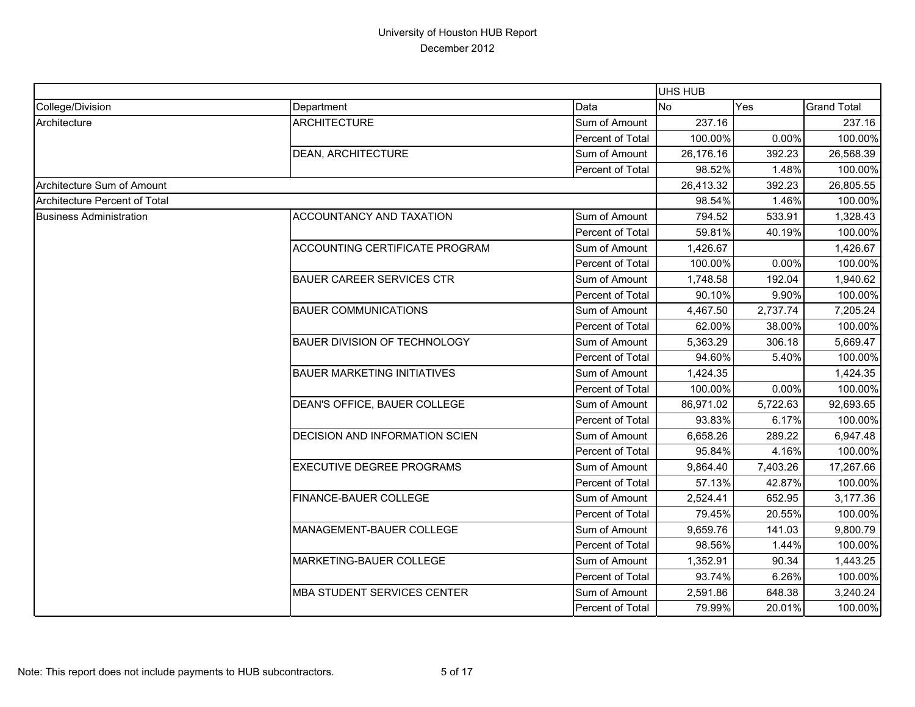# University of Houston HUB Report

December 2012

| | | | UHS HUB | | |
|---|---|---|---|---|---|
| College/Division | Department | Data | No | Yes | Grand Total |
| Architecture | ARCHITECTURE | Sum of Amount | 237.16 | | 237.16 |
| | | Percent of Total | 100.00% | 0.00% | 100.00% |
| | DEAN, ARCHITECTURE | Sum of Amount | 26,176.16 | 392.23 | 26,568.39 |
| | | Percent of Total | 98.52% | 1.48% | 100.00% |
| Architecture Sum of Amount | | | 26,413.32 | 392.23 | 26,805.55 |
| Architecture Percent of Total | | | 98.54% | 1.46% | 100.00% |
| Business Administration | ACCOUNTANCY AND TAXATION | Sum of Amount | 794.52 | 533.91 | 1,328.43 |
| | | Percent of Total | 59.81% | 40.19% | 100.00% |
| | ACCOUNTING CERTIFICATE PROGRAM | Sum of Amount | 1,426.67 | | 1,426.67 |
| | | Percent of Total | 100.00% | 0.00% | 100.00% |
| | BAUER CAREER SERVICES CTR | Sum of Amount | 1,748.58 | 192.04 | 1,940.62 |
| | | Percent of Total | 90.10% | 9.90% | 100.00% |
| | BAUER COMMUNICATIONS | Sum of Amount | 4,467.50 | 2,737.74 | 7,205.24 |
| | | Percent of Total | 62.00% | 38.00% | 100.00% |
| | BAUER DIVISION OF TECHNOLOGY | Sum of Amount | 5,363.29 | 306.18 | 5,669.47 |
| | | Percent of Total | 94.60% | 5.40% | 100.00% |
| | BAUER MARKETING INITIATIVES | Sum of Amount | 1,424.35 | | 1,424.35 |
| | | Percent of Total | 100.00% | 0.00% | 100.00% |
| | DEAN'S OFFICE, BAUER COLLEGE | Sum of Amount | 86,971.02 | 5,722.63 | 92,693.65 |
| | | Percent of Total | 93.83% | 6.17% | 100.00% |
| | DECISION AND INFORMATION SCIEN | Sum of Amount | 6,658.26 | 289.22 | 6,947.48 |
| | | Percent of Total | 95.84% | 4.16% | 100.00% |
| | EXECUTIVE DEGREE PROGRAMS | Sum of Amount | 9,864.40 | 7,403.26 | 17,267.66 |
| | | Percent of Total | 57.13% | 42.87% | 100.00% |
| | FINANCE-BAUER COLLEGE | Sum of Amount | 2,524.41 | 652.95 | 3,177.36 |
| | | Percent of Total | 79.45% | 20.55% | 100.00% |
| | MANAGEMENT-BAUER COLLEGE | Sum of Amount | 9,659.76 | 141.03 | 9,800.79 |
| | | Percent of Total | 98.56% | 1.44% | 100.00% |
| | MARKETING-BAUER COLLEGE | Sum of Amount | 1,352.91 | 90.34 | 1,443.25 |
| | | Percent of Total | 93.74% | 6.26% | 100.00% |
| | MBA STUDENT SERVICES CENTER | Sum of Amount | 2,591.86 | 648.38 | 3,240.24 |
| | | Percent of Total | 79.99% | 20.01% | 100.00% |

Note: This report does not include payments to HUB subcontractors.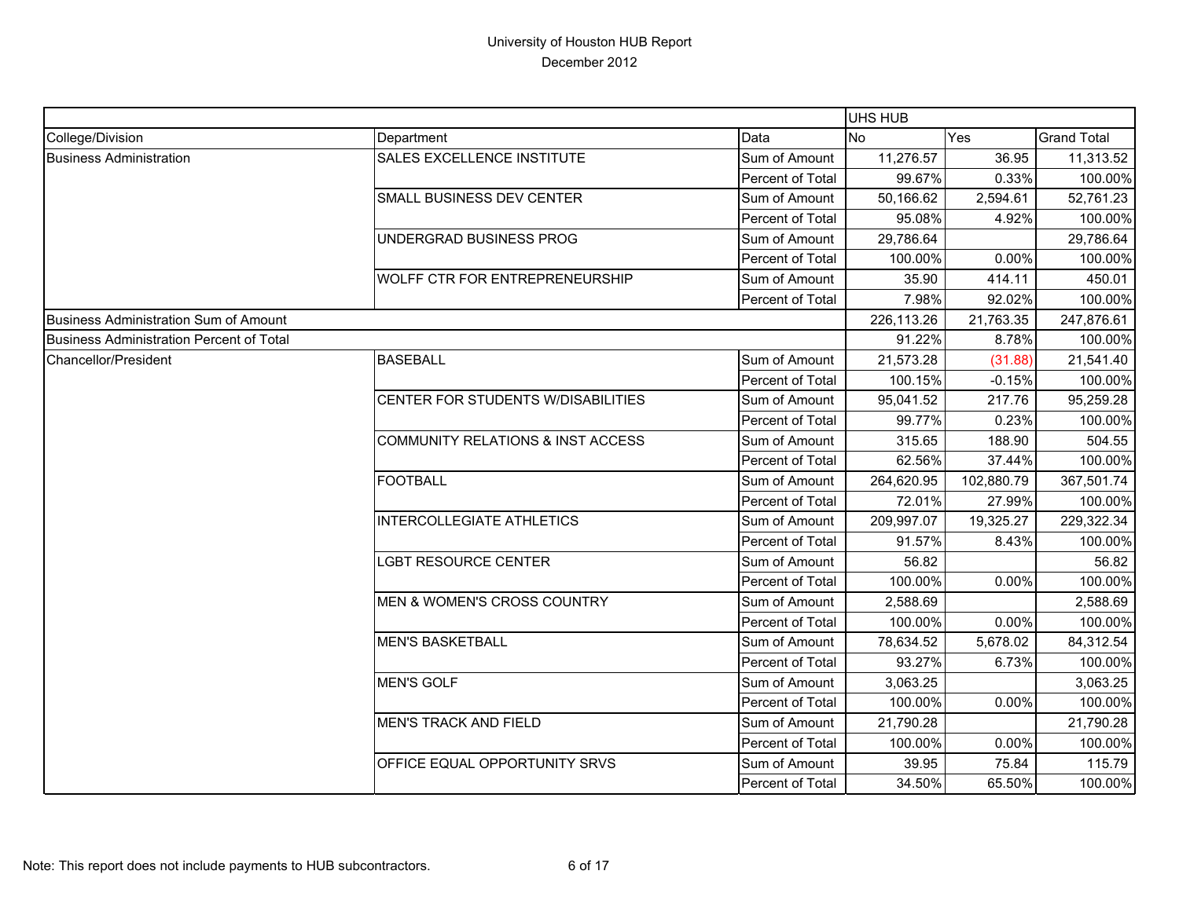University of Houston HUB Report
December 2012

| | | | UHS HUB | | |
|---|---|---|---|---|---|
| College/Division | Department | Data | No | Yes | Grand Total |
| Business Administration | SALES EXCELLENCE INSTITUTE | Sum of Amount | 11,276.57 | 36.95 | 11,313.52 |
| | | Percent of Total | 99.67% | 0.33% | 100.00% |
| | SMALL BUSINESS DEV CENTER | Sum of Amount | 50,166.62 | 2,594.61 | 52,761.23 |
| | | Percent of Total | 95.08% | 4.92% | 100.00% |
| | UNDERGRAD BUSINESS PROG | Sum of Amount | 29,786.64 | | 29,786.64 |
| | | Percent of Total | 100.00% | 0.00% | 100.00% |
| | WOLFF CTR FOR ENTREPRENEURSHIP | Sum of Amount | 35.90 | 414.11 | 450.01 |
| | | Percent of Total | 7.98% | 92.02% | 100.00% |
| Business Administration Sum of Amount | | | 226,113.26 | 21,763.35 | 247,876.61 |
| Business Administration Percent of Total | | | 91.22% | 8.78% | 100.00% |
| Chancellor/President | BASEBALL | Sum of Amount | 21,573.28 | (31.88) | 21,541.40 |
| | | Percent of Total | 100.15% | -0.15% | 100.00% |
| | CENTER FOR STUDENTS W/DISABILITIES | Sum of Amount | 95,041.52 | 217.76 | 95,259.28 |
| | | Percent of Total | 99.77% | 0.23% | 100.00% |
| | COMMUNITY RELATIONS & INST ACCESS | Sum of Amount | 315.65 | 188.90 | 504.55 |
| | | Percent of Total | 62.56% | 37.44% | 100.00% |
| | FOOTBALL | Sum of Amount | 264,620.95 | 102,880.79 | 367,501.74 |
| | | Percent of Total | 72.01% | 27.99% | 100.00% |
| | INTERCOLLEGIATE ATHLETICS | Sum of Amount | 209,997.07 | 19,325.27 | 229,322.34 |
| | | Percent of Total | 91.57% | 8.43% | 100.00% |
| | LGBT RESOURCE CENTER | Sum of Amount | 56.82 | | 56.82 |
| | | Percent of Total | 100.00% | 0.00% | 100.00% |
| | MEN & WOMEN'S CROSS COUNTRY | Sum of Amount | 2,588.69 | | 2,588.69 |
| | | Percent of Total | 100.00% | 0.00% | 100.00% |
| | MEN'S BASKETBALL | Sum of Amount | 78,634.52 | 5,678.02 | 84,312.54 |
| | | Percent of Total | 93.27% | 6.73% | 100.00% |
| | MEN'S GOLF | Sum of Amount | 3,063.25 | | 3,063.25 |
| | | Percent of Total | 100.00% | 0.00% | 100.00% |
| | MEN'S TRACK AND FIELD | Sum of Amount | 21,790.28 | | 21,790.28 |
| | | Percent of Total | 100.00% | 0.00% | 100.00% |
| | OFFICE EQUAL OPPORTUNITY SRVS | Sum of Amount | 39.95 | 75.84 | 115.79 |
| | | Percent of Total | 34.50% | 65.50% | 100.00% |

Note: This report does not include payments to HUB subcontractors.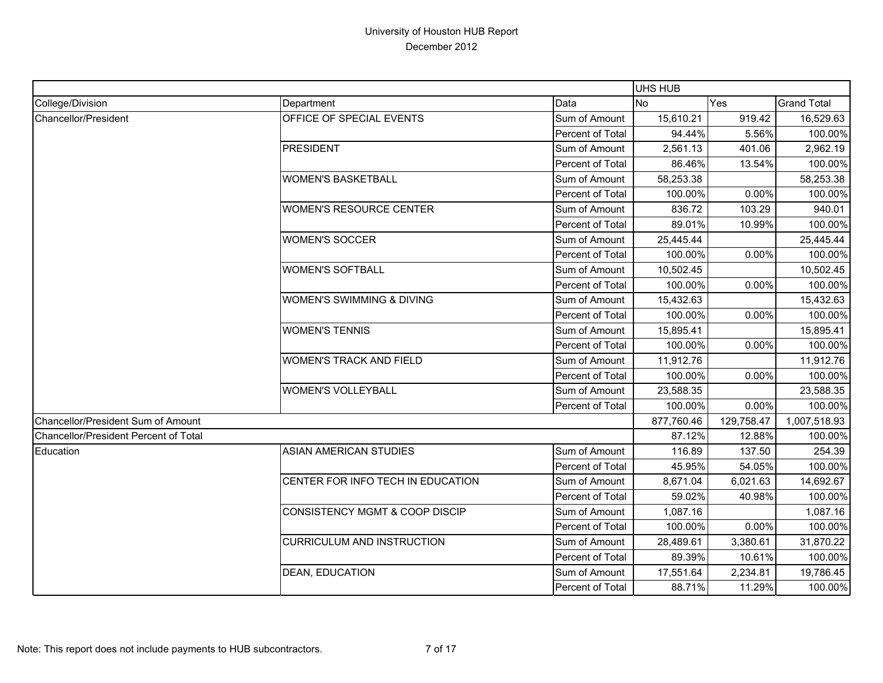University of Houston HUB Report

December 2012

| | | | UHS HUB | | |
|---|---|---|---|---|---|
| College/Division | Department | Data | No | Yes | Grand Total |
| Chancellor/President | OFFICE OF SPECIAL EVENTS | Sum of Amount | 15,610.21 | 919.42 | 16,529.63 |
| | | Percent of Total | 94.44% | 5.56% | 100.00% |
| | PRESIDENT | Sum of Amount | 2,561.13 | 401.06 | 2,962.19 |
| | | Percent of Total | 86.46% | 13.54% | 100.00% |
| | WOMEN'S BASKETBALL | Sum of Amount | 58,253.38 | | 58,253.38 |
| | | Percent of Total | 100.00% | 0.00% | 100.00% |
| | WOMEN'S RESOURCE CENTER | Sum of Amount | 836.72 | 103.29 | 940.01 |
| | | Percent of Total | 89.01% | 10.99% | 100.00% |
| | WOMEN'S SOCCER | Sum of Amount | 25,445.44 | | 25,445.44 |
| | | Percent of Total | 100.00% | 0.00% | 100.00% |
| | WOMEN'S SOFTBALL | Sum of Amount | 10,502.45 | | 10,502.45 |
| | | Percent of Total | 100.00% | 0.00% | 100.00% |
| | WOMEN'S SWIMMING & DIVING | Sum of Amount | 15,432.63 | | 15,432.63 |
| | | Percent of Total | 100.00% | 0.00% | 100.00% |
| | WOMEN'S TENNIS | Sum of Amount | 15,895.41 | | 15,895.41 |
| | | Percent of Total | 100.00% | 0.00% | 100.00% |
| | WOMEN'S TRACK AND FIELD | Sum of Amount | 11,912.76 | | 11,912.76 |
| | | Percent of Total | 100.00% | 0.00% | 100.00% |
| | WOMEN'S VOLLEYBALL | Sum of Amount | 23,588.35 | | 23,588.35 |
| | | Percent of Total | 100.00% | 0.00% | 100.00% |
| Chancellor/President Sum of Amount | | | 877,760.46 | 129,758.47 | 1,007,518.93 |
| Chancellor/President Percent of Total | | | 87.12% | 12.88% | 100.00% |
| Education | ASIAN AMERICAN STUDIES | Sum of Amount | 116.89 | 137.50 | 254.39 |
| | | Percent of Total | 45.95% | 54.05% | 100.00% |
| | CENTER FOR INFO TECH IN EDUCATION | Sum of Amount | 8,671.04 | 6,021.63 | 14,692.67 |
| | | Percent of Total | 59.02% | 40.98% | 100.00% |
| | CONSISTENCY MGMT & COOP DISCIP | Sum of Amount | 1,087.16 | | 1,087.16 |
| | | Percent of Total | 100.00% | 0.00% | 100.00% |
| | CURRICULUM AND INSTRUCTION | Sum of Amount | 28,489.61 | 3,380.61 | 31,870.22 |
| | | Percent of Total | 89.39% | 10.61% | 100.00% |
| | DEAN, EDUCATION | Sum of Amount | 17,551.64 | 2,234.81 | 19,786.45 |
| | | Percent of Total | 88.71% | 11.29% | 100.00% |

Note: This report does not include payments to HUB subcontractors.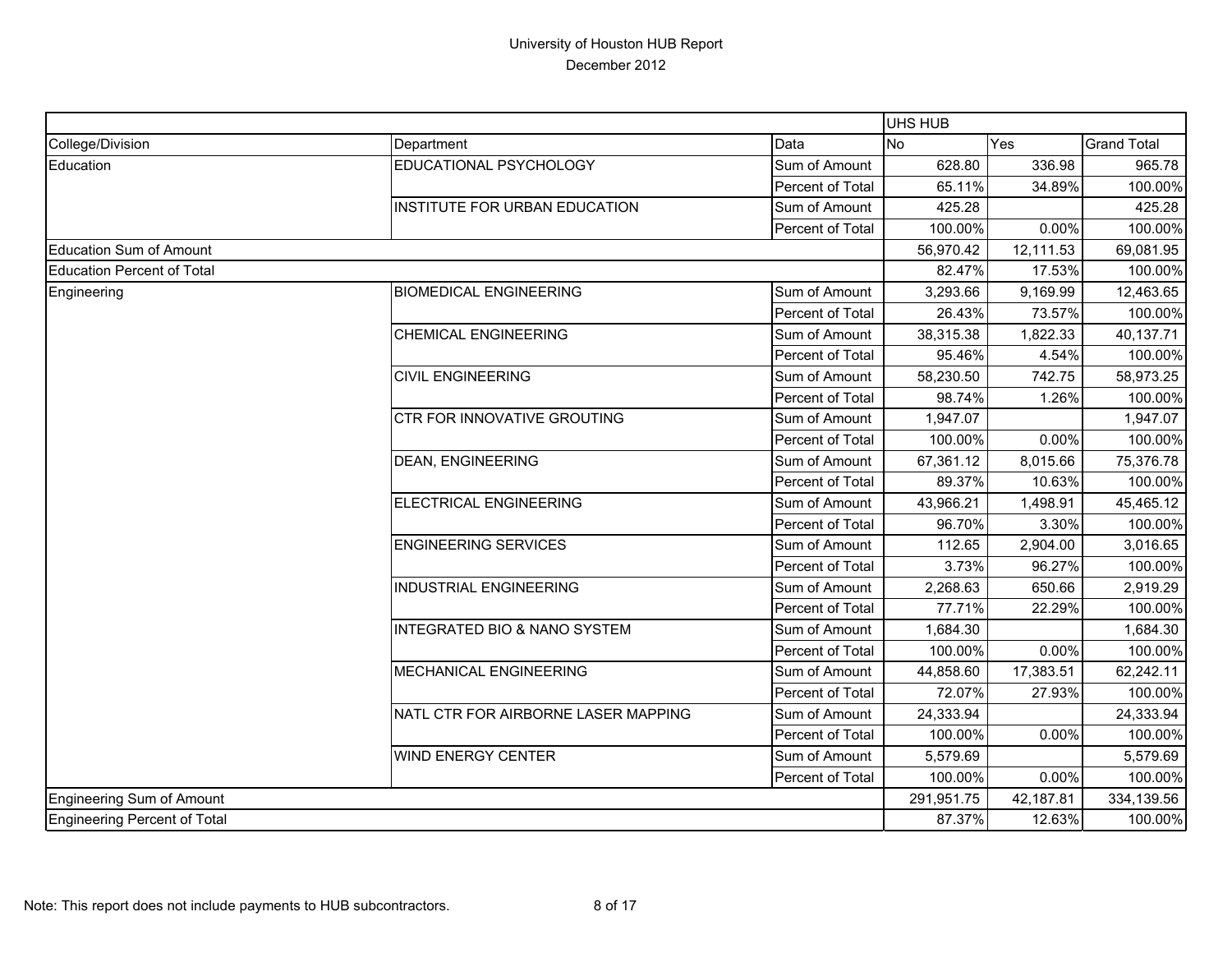# University of Houston HUB Report

December 2012

| | | | UHS HUB | | |
|---|---|---|---|---|---|
| College/Division | Department | Data | No | Yes | Grand Total |
| Education | EDUCATIONAL PSYCHOLOGY | Sum of Amount | 628.80 | 336.98 | 965.78 |
| | | Percent of Total | 65.11% | 34.89% | 100.00% |
| | INSTITUTE FOR URBAN EDUCATION | Sum of Amount | 425.28 | | 425.28 |
| | | Percent of Total | 100.00% | 0.00% | 100.00% |
| Education Sum of Amount | | | 56,970.42 | 12,111.53 | 69,081.95 |
| Education Percent of Total | | | 82.47% | 17.53% | 100.00% |
| Engineering | BIOMEDICAL ENGINEERING | Sum of Amount | 3,293.66 | 9,169.99 | 12,463.65 |
| | | Percent of Total | 26.43% | 73.57% | 100.00% |
| | CHEMICAL ENGINEERING | Sum of Amount | 38,315.38 | 1,822.33 | 40,137.71 |
| | | Percent of Total | 95.46% | 4.54% | 100.00% |
| | CIVIL ENGINEERING | Sum of Amount | 58,230.50 | 742.75 | 58,973.25 |
| | | Percent of Total | 98.74% | 1.26% | 100.00% |
| | CTR FOR INNOVATIVE GROUTING | Sum of Amount | 1,947.07 | | 1,947.07 |
| | | Percent of Total | 100.00% | 0.00% | 100.00% |
| | DEAN, ENGINEERING | Sum of Amount | 67,361.12 | 8,015.66 | 75,376.78 |
| | | Percent of Total | 89.37% | 10.63% | 100.00% |
| | ELECTRICAL ENGINEERING | Sum of Amount | 43,966.21 | 1,498.91 | 45,465.12 |
| | | Percent of Total | 96.70% | 3.30% | 100.00% |
| | ENGINEERING SERVICES | Sum of Amount | 112.65 | 2,904.00 | 3,016.65 |
| | | Percent of Total | 3.73% | 96.27% | 100.00% |
| | INDUSTRIAL ENGINEERING | Sum of Amount | 2,268.63 | 650.66 | 2,919.29 |
| | | Percent of Total | 77.71% | 22.29% | 100.00% |
| | INTEGRATED BIO & NANO SYSTEM | Sum of Amount | 1,684.30 | | 1,684.30 |
| | | Percent of Total | 100.00% | 0.00% | 100.00% |
| | MECHANICAL ENGINEERING | Sum of Amount | 44,858.60 | 17,383.51 | 62,242.11 |
| | | Percent of Total | 72.07% | 27.93% | 100.00% |
| | NATL CTR FOR AIRBORNE LASER MAPPING | Sum of Amount | 24,333.94 | | 24,333.94 |
| | | Percent of Total | 100.00% | 0.00% | 100.00% |
| | WIND ENERGY CENTER | Sum of Amount | 5,579.69 | | 5,579.69 |
| | | Percent of Total | 100.00% | 0.00% | 100.00% |
| Engineering Sum of Amount | | | 291,951.75 | 42,187.81 | 334,139.56 |
| Engineering Percent of Total | | | 87.37% | 12.63% | 100.00% |

Note: This report does not include payments to HUB subcontractors.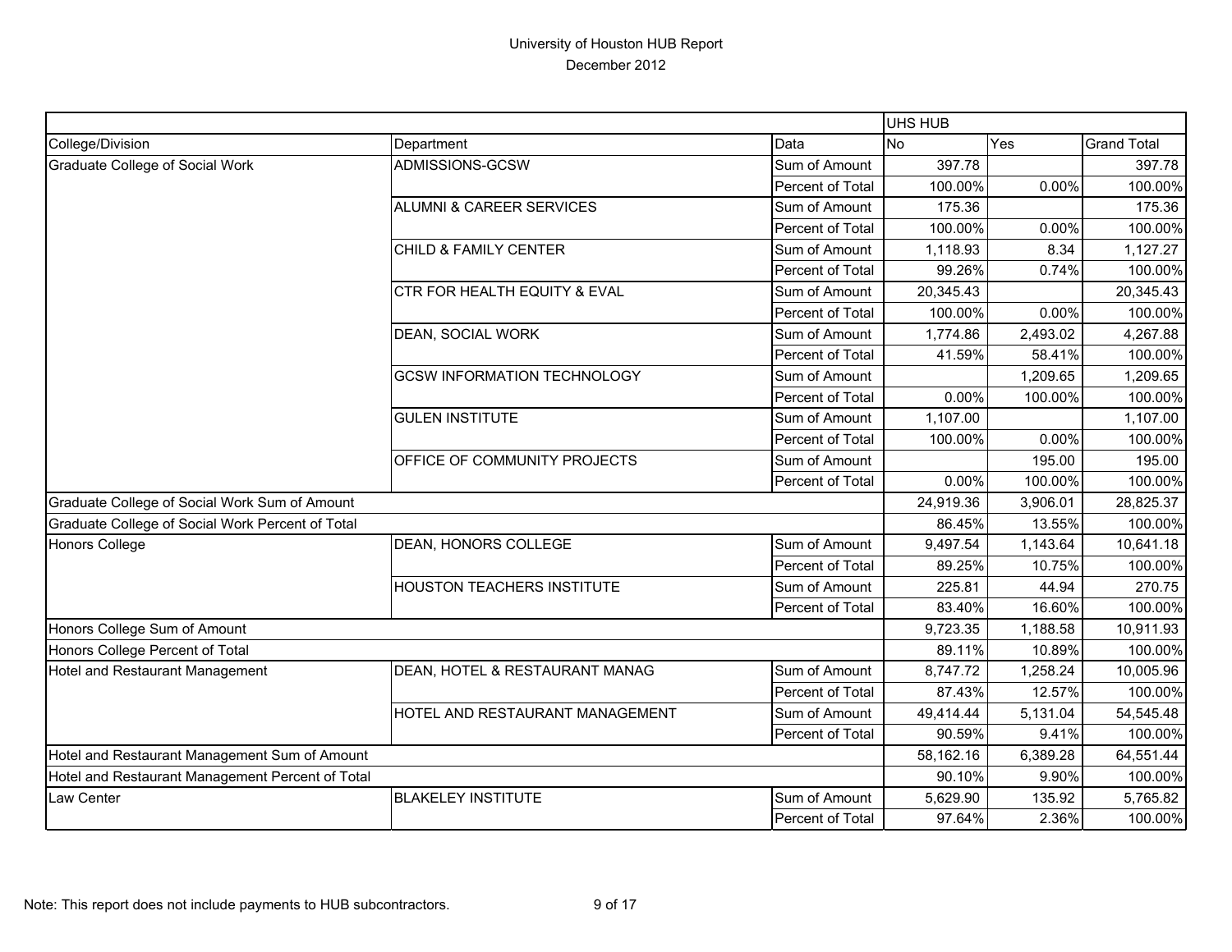University of Houston HUB Report

December 2012

| | | | UHS HUB | | |
|---|---|---|---|---|---|
| College/Division | Department | Data | No | Yes | Grand Total |
| Graduate College of Social Work | ADMISSIONS-GCSW | Sum of Amount | 397.78 | | 397.78 |
| | | Percent of Total | 100.00% | 0.00% | 100.00% |
| | ALUMNI & CAREER SERVICES | Sum of Amount | 175.36 | | 175.36 |
| | | Percent of Total | 100.00% | 0.00% | 100.00% |
| | CHILD & FAMILY CENTER | Sum of Amount | 1,118.93 | 8.34 | 1,127.27 |
| | | Percent of Total | 99.26% | 0.74% | 100.00% |
| | CTR FOR HEALTH EQUITY & EVAL | Sum of Amount | 20,345.43 | | 20,345.43 |
| | | Percent of Total | 100.00% | 0.00% | 100.00% |
| | DEAN, SOCIAL WORK | Sum of Amount | 1,774.86 | 2,493.02 | 4,267.88 |
| | | Percent of Total | 41.59% | 58.41% | 100.00% |
| | GCSW INFORMATION TECHNOLOGY | Sum of Amount | | 1,209.65 | 1,209.65 |
| | | Percent of Total | 0.00% | 100.00% | 100.00% |
| | GULEN INSTITUTE | Sum of Amount | 1,107.00 | | 1,107.00 |
| | | Percent of Total | 100.00% | 0.00% | 100.00% |
| | OFFICE OF COMMUNITY PROJECTS | Sum of Amount | | 195.00 | 195.00 |
| | | Percent of Total | 0.00% | 100.00% | 100.00% |
| Graduate College of Social Work Sum of Amount | | | 24,919.36 | 3,906.01 | 28,825.37 |
| Graduate College of Social Work Percent of Total | | | 86.45% | 13.55% | 100.00% |
| Honors College | DEAN, HONORS COLLEGE | Sum of Amount | 9,497.54 | 1,143.64 | 10,641.18 |
| | | Percent of Total | 89.25% | 10.75% | 100.00% |
| | HOUSTON TEACHERS INSTITUTE | Sum of Amount | 225.81 | 44.94 | 270.75 |
| | | Percent of Total | 83.40% | 16.60% | 100.00% |
| Honors College Sum of Amount | | | 9,723.35 | 1,188.58 | 10,911.93 |
| Honors College Percent of Total | | | 89.11% | 10.89% | 100.00% |
| Hotel and Restaurant Management | DEAN, HOTEL & RESTAURANT MANAG | Sum of Amount | 8,747.72 | 1,258.24 | 10,005.96 |
| | | Percent of Total | 87.43% | 12.57% | 100.00% |
| | HOTEL AND RESTAURANT MANAGEMENT | Sum of Amount | 49,414.44 | 5,131.04 | 54,545.48 |
| | | Percent of Total | 90.59% | 9.41% | 100.00% |
| Hotel and Restaurant Management Sum of Amount | | | 58,162.16 | 6,389.28 | 64,551.44 |
| Hotel and Restaurant Management Percent of Total | | | 90.10% | 9.90% | 100.00% |
| Law Center | BLAKELEY INSTITUTE | Sum of Amount | 5,629.90 | 135.92 | 5,765.82 |
| | | Percent of Total | 97.64% | 2.36% | 100.00% |

Note: This report does not include payments to HUB subcontractors.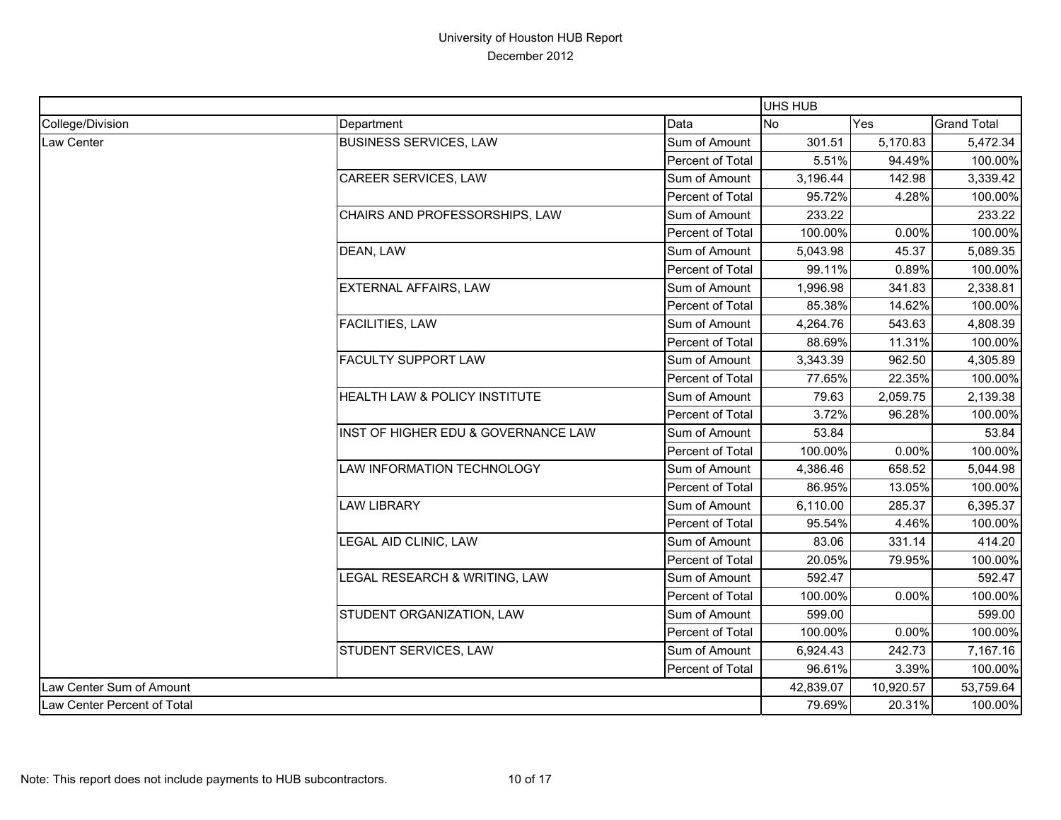# University of Houston HUB Report

December 2012

| | | | UHS HUB | | |
|---|---|---|---|---|---|
| College/Division | Department | Data | No | Yes | Grand Total |
| Law Center | BUSINESS SERVICES, LAW | Sum of Amount | 301.51 | 5,170.83 | 5,472.34 |
| | | Percent of Total | 5.51% | 94.49% | 100.00% |
| | CAREER SERVICES, LAW | Sum of Amount | 3,196.44 | 142.98 | 3,339.42 |
| | | Percent of Total | 95.72% | 4.28% | 100.00% |
| | CHAIRS AND PROFESSORSHIPS, LAW | Sum of Amount | 233.22 | | 233.22 |
| | | Percent of Total | 100.00% | 0.00% | 100.00% |
| | DEAN, LAW | Sum of Amount | 5,043.98 | 45.37 | 5,089.35 |
| | | Percent of Total | 99.11% | 0.89% | 100.00% |
| | EXTERNAL AFFAIRS, LAW | Sum of Amount | 1,996.98 | 341.83 | 2,338.81 |
| | | Percent of Total | 85.38% | 14.62% | 100.00% |
| | FACILITIES, LAW | Sum of Amount | 4,264.76 | 543.63 | 4,808.39 |
| | | Percent of Total | 88.69% | 11.31% | 100.00% |
| | FACULTY SUPPORT LAW | Sum of Amount | 3,343.39 | 962.50 | 4,305.89 |
| | | Percent of Total | 77.65% | 22.35% | 100.00% |
| | HEALTH LAW & POLICY INSTITUTE | Sum of Amount | 79.63 | 2,059.75 | 2,139.38 |
| | | Percent of Total | 3.72% | 96.28% | 100.00% |
| | INST OF HIGHER EDU & GOVERNANCE LAW | Sum of Amount | 53.84 | | 53.84 |
| | | Percent of Total | 100.00% | 0.00% | 100.00% |
| | LAW INFORMATION TECHNOLOGY | Sum of Amount | 4,386.46 | 658.52 | 5,044.98 |
| | | Percent of Total | 86.95% | 13.05% | 100.00% |
| | LAW LIBRARY | Sum of Amount | 6,110.00 | 285.37 | 6,395.37 |
| | | Percent of Total | 95.54% | 4.46% | 100.00% |
| | LEGAL AID CLINIC, LAW | Sum of Amount | 83.06 | 331.14 | 414.20 |
| | | Percent of Total | 20.05% | 79.95% | 100.00% |
| | LEGAL RESEARCH & WRITING, LAW | Sum of Amount | 592.47 | | 592.47 |
| | | Percent of Total | 100.00% | 0.00% | 100.00% |
| | STUDENT ORGANIZATION, LAW | Sum of Amount | 599.00 | | 599.00 |
| | | Percent of Total | 100.00% | 0.00% | 100.00% |
| | STUDENT SERVICES, LAW | Sum of Amount | 6,924.43 | 242.73 | 7,167.16 |
| | | Percent of Total | 96.61% | 3.39% | 100.00% |
| Law Center Sum of Amount | | | 42,839.07 | 10,920.57 | 53,759.64 |
| Law Center Percent of Total | | | 79.69% | 20.31% | 100.00% |

Note: This report does not include payments to HUB subcontractors.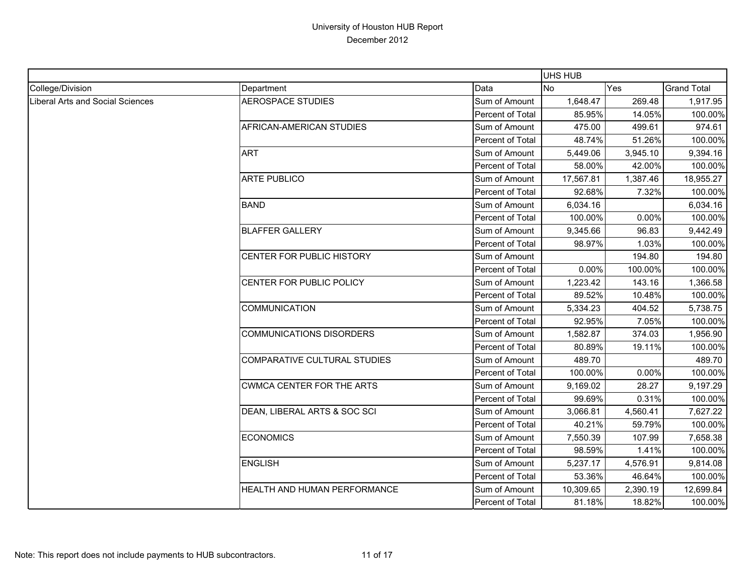# University of Houston HUB Report

December 2012

| | | | UHS HUB | | |
|---|---|---|---|---|---|
| College/Division | Department | Data | No | Yes | Grand Total |
| Liberal Arts and Social Sciences | AEROSPACE STUDIES | Sum of Amount | 1,648.47 | 269.48 | 1,917.95 |
| | | Percent of Total | 85.95% | 14.05% | 100.00% |
| | AFRICAN-AMERICAN STUDIES | Sum of Amount | 475.00 | 499.61 | 974.61 |
| | | Percent of Total | 48.74% | 51.26% | 100.00% |
| | ART | Sum of Amount | 5,449.06 | 3,945.10 | 9,394.16 |
| | | Percent of Total | 58.00% | 42.00% | 100.00% |
| | ARTE PUBLICO | Sum of Amount | 17,567.81 | 1,387.46 | 18,955.27 |
| | | Percent of Total | 92.68% | 7.32% | 100.00% |
| | BAND | Sum of Amount | 6,034.16 | | 6,034.16 |
| | | Percent of Total | 100.00% | 0.00% | 100.00% |
| | BLAFFER GALLERY | Sum of Amount | 9,345.66 | 96.83 | 9,442.49 |
| | | Percent of Total | 98.97% | 1.03% | 100.00% |
| | CENTER FOR PUBLIC HISTORY | Sum of Amount | | 194.80 | 194.80 |
| | | Percent of Total | 0.00% | 100.00% | 100.00% |
| | CENTER FOR PUBLIC POLICY | Sum of Amount | 1,223.42 | 143.16 | 1,366.58 |
| | | Percent of Total | 89.52% | 10.48% | 100.00% |
| | COMMUNICATION | Sum of Amount | 5,334.23 | 404.52 | 5,738.75 |
| | | Percent of Total | 92.95% | 7.05% | 100.00% |
| | COMMUNICATIONS DISORDERS | Sum of Amount | 1,582.87 | 374.03 | 1,956.90 |
| | | Percent of Total | 80.89% | 19.11% | 100.00% |
| | COMPARATIVE CULTURAL STUDIES | Sum of Amount | 489.70 | | 489.70 |
| | | Percent of Total | 100.00% | 0.00% | 100.00% |
| | CWMCA CENTER FOR THE ARTS | Sum of Amount | 9,169.02 | 28.27 | 9,197.29 |
| | | Percent of Total | 99.69% | 0.31% | 100.00% |
| | DEAN, LIBERAL ARTS & SOC SCI | Sum of Amount | 3,066.81 | 4,560.41 | 7,627.22 |
| | | Percent of Total | 40.21% | 59.79% | 100.00% |
| | ECONOMICS | Sum of Amount | 7,550.39 | 107.99 | 7,658.38 |
| | | Percent of Total | 98.59% | 1.41% | 100.00% |
| | ENGLISH | Sum of Amount | 5,237.17 | 4,576.91 | 9,814.08 |
| | | Percent of Total | 53.36% | 46.64% | 100.00% |
| | HEALTH AND HUMAN PERFORMANCE | Sum of Amount | 10,309.65 | 2,390.19 | 12,699.84 |
| | | Percent of Total | 81.18% | 18.82% | 100.00% |

Note: This report does not include payments to HUB subcontractors.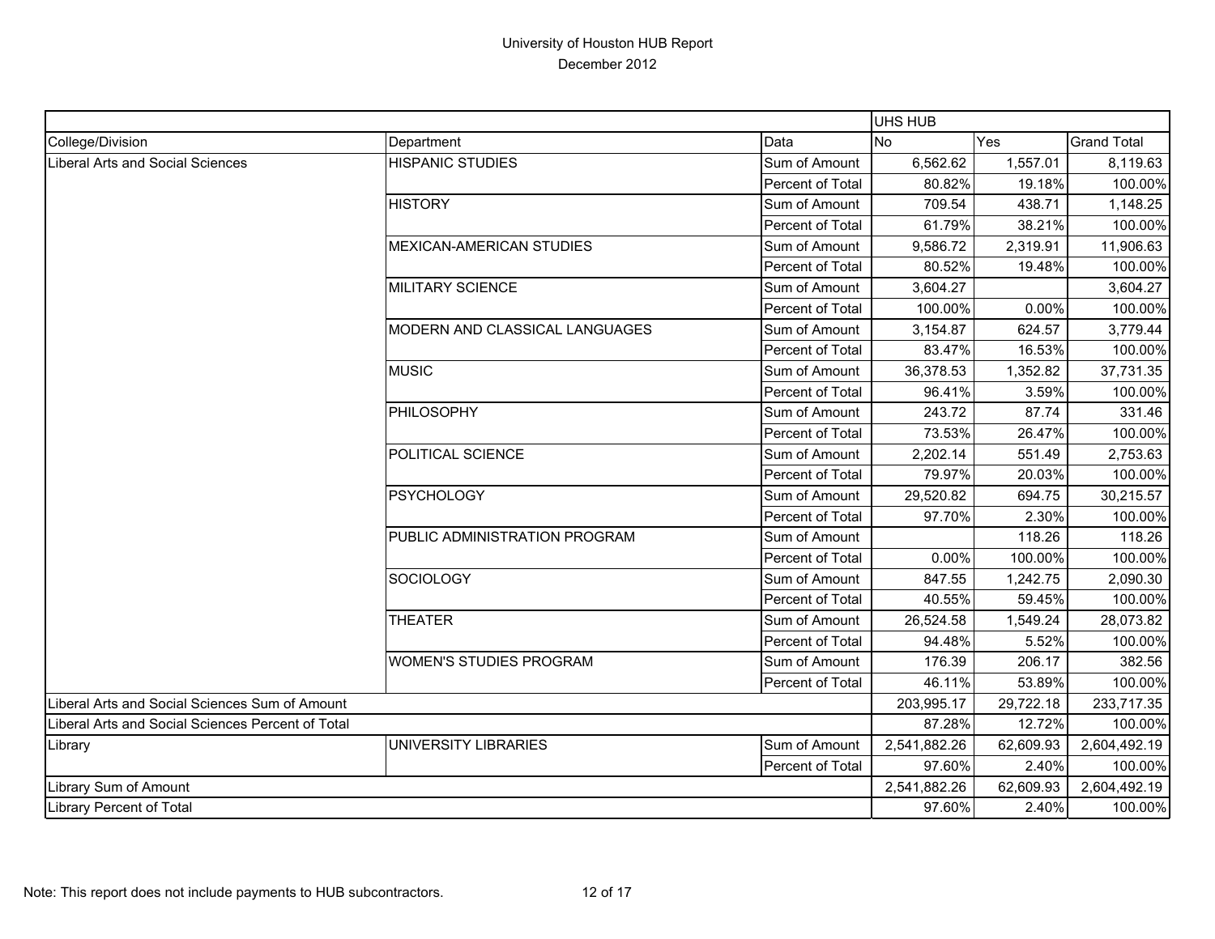# University of Houston HUB Report

December 2012

| | | | UHS HUB | | |
|---|---|---|---|---|---|
| College/Division | Department | Data | No | Yes | Grand Total |
| Liberal Arts and Social Sciences | HISPANIC STUDIES | Sum of Amount | 6,562.62 | 1,557.01 | 8,119.63 |
| | | Percent of Total | 80.82% | 19.18% | 100.00% |
| | HISTORY | Sum of Amount | 709.54 | 438.71 | 1,148.25 |
| | | Percent of Total | 61.79% | 38.21% | 100.00% |
| | MEXICAN-AMERICAN STUDIES | Sum of Amount | 9,586.72 | 2,319.91 | 11,906.63 |
| | | Percent of Total | 80.52% | 19.48% | 100.00% |
| | MILITARY SCIENCE | Sum of Amount | 3,604.27 | | 3,604.27 |
| | | Percent of Total | 100.00% | 0.00% | 100.00% |
| | MODERN AND CLASSICAL LANGUAGES | Sum of Amount | 3,154.87 | 624.57 | 3,779.44 |
| | | Percent of Total | 83.47% | 16.53% | 100.00% |
| | MUSIC | Sum of Amount | 36,378.53 | 1,352.82 | 37,731.35 |
| | | Percent of Total | 96.41% | 3.59% | 100.00% |
| | PHILOSOPHY | Sum of Amount | 243.72 | 87.74 | 331.46 |
| | | Percent of Total | 73.53% | 26.47% | 100.00% |
| | POLITICAL SCIENCE | Sum of Amount | 2,202.14 | 551.49 | 2,753.63 |
| | | Percent of Total | 79.97% | 20.03% | 100.00% |
| | PSYCHOLOGY | Sum of Amount | 29,520.82 | 694.75 | 30,215.57 |
| | | Percent of Total | 97.70% | 2.30% | 100.00% |
| | PUBLIC ADMINISTRATION PROGRAM | Sum of Amount | | 118.26 | 118.26 |
| | | Percent of Total | 0.00% | 100.00% | 100.00% |
| | SOCIOLOGY | Sum of Amount | 847.55 | 1,242.75 | 2,090.30 |
| | | Percent of Total | 40.55% | 59.45% | 100.00% |
| | THEATER | Sum of Amount | 26,524.58 | 1,549.24 | 28,073.82 |
| | | Percent of Total | 94.48% | 5.52% | 100.00% |
| | WOMEN'S STUDIES PROGRAM | Sum of Amount | 176.39 | 206.17 | 382.56 |
| | | Percent of Total | 46.11% | 53.89% | 100.00% |
| Liberal Arts and Social Sciences Sum of Amount | | | 203,995.17 | 29,722.18 | 233,717.35 |
| Liberal Arts and Social Sciences Percent of Total | | | 87.28% | 12.72% | 100.00% |
| Library | UNIVERSITY LIBRARIES | Sum of Amount | 2,541,882.26 | 62,609.93 | 2,604,492.19 |
| | | Percent of Total | 97.60% | 2.40% | 100.00% |
| Library Sum of Amount | | | 2,541,882.26 | 62,609.93 | 2,604,492.19 |
| Library Percent of Total | | | 97.60% | 2.40% | 100.00% |

Note: This report does not include payments to HUB subcontractors.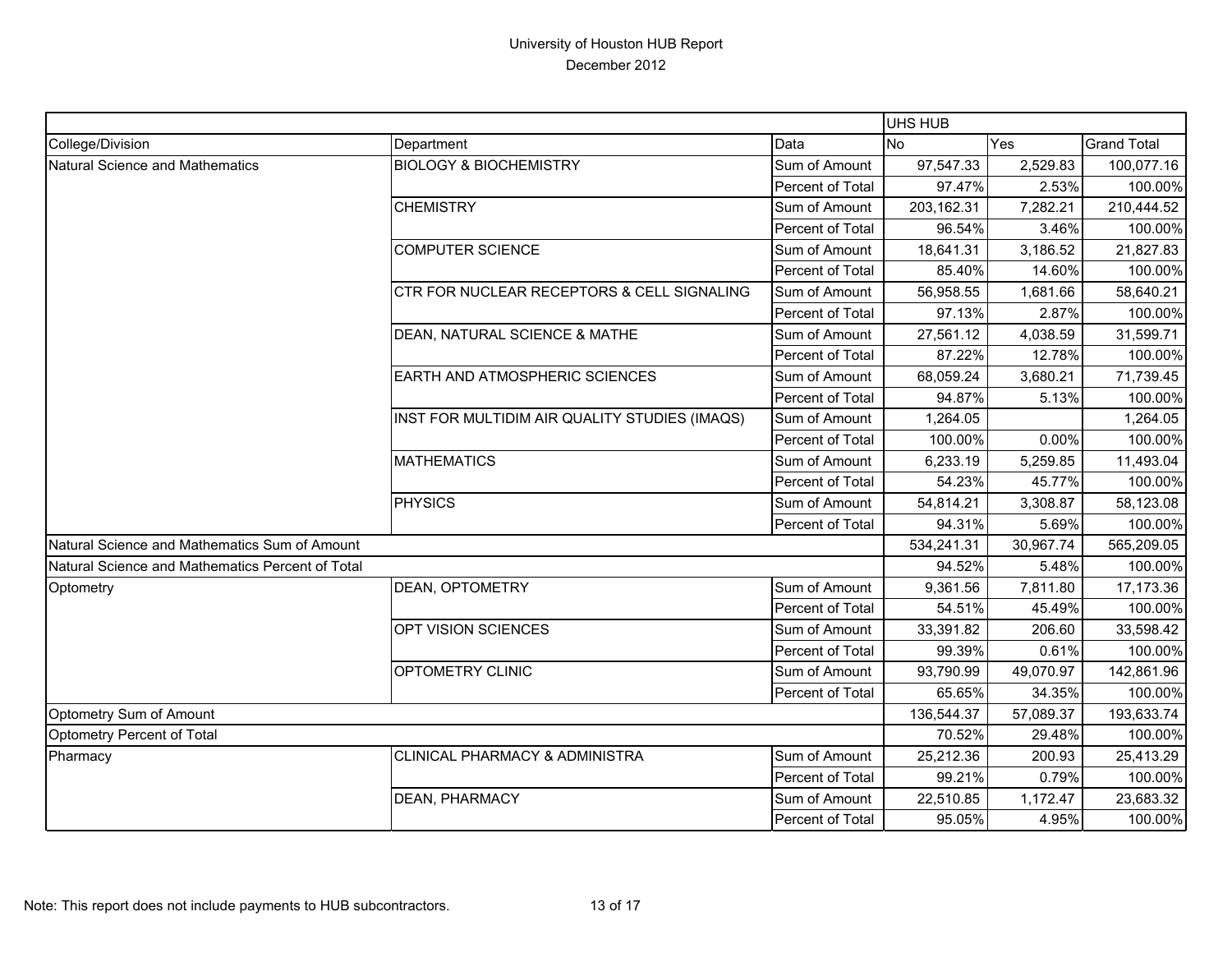# University of Houston HUB Report
December 2012

| | | | UHS HUB | | |
|---|---|---|---|---|---|
| College/Division | Department | Data | No | Yes | Grand Total |
| Natural Science and Mathematics | BIOLOGY & BIOCHEMISTRY | Sum of Amount | 97,547.33 | 2,529.83 | 100,077.16 |
| | | Percent of Total | 97.47% | 2.53% | 100.00% |
| | CHEMISTRY | Sum of Amount | 203,162.31 | 7,282.21 | 210,444.52 |
| | | Percent of Total | 96.54% | 3.46% | 100.00% |
| | COMPUTER SCIENCE | Sum of Amount | 18,641.31 | 3,186.52 | 21,827.83 |
| | | Percent of Total | 85.40% | 14.60% | 100.00% |
| | CTR FOR NUCLEAR RECEPTORS & CELL SIGNALING | Sum of Amount | 56,958.55 | 1,681.66 | 58,640.21 |
| | | Percent of Total | 97.13% | 2.87% | 100.00% |
| | DEAN, NATURAL SCIENCE & MATHE | Sum of Amount | 27,561.12 | 4,038.59 | 31,599.71 |
| | | Percent of Total | 87.22% | 12.78% | 100.00% |
| | EARTH AND ATMOSPHERIC SCIENCES | Sum of Amount | 68,059.24 | 3,680.21 | 71,739.45 |
| | | Percent of Total | 94.87% | 5.13% | 100.00% |
| | INST FOR MULTIDIM AIR QUALITY STUDIES (IMAQS) | Sum of Amount | 1,264.05 | | 1,264.05 |
| | | Percent of Total | 100.00% | 0.00% | 100.00% |
| | MATHEMATICS | Sum of Amount | 6,233.19 | 5,259.85 | 11,493.04 |
| | | Percent of Total | 54.23% | 45.77% | 100.00% |
| | PHYSICS | Sum of Amount | 54,814.21 | 3,308.87 | 58,123.08 |
| | | Percent of Total | 94.31% | 5.69% | 100.00% |
| Natural Science and Mathematics Sum of Amount | | | 534,241.31 | 30,967.74 | 565,209.05 |
| Natural Science and Mathematics Percent of Total | | | 94.52% | 5.48% | 100.00% |
| Optometry | DEAN, OPTOMETRY | Sum of Amount | 9,361.56 | 7,811.80 | 17,173.36 |
| | | Percent of Total | 54.51% | 45.49% | 100.00% |
| | OPT VISION SCIENCES | Sum of Amount | 33,391.82 | 206.60 | 33,598.42 |
| | | Percent of Total | 99.39% | 0.61% | 100.00% |
| | OPTOMETRY CLINIC | Sum of Amount | 93,790.99 | 49,070.97 | 142,861.96 |
| | | Percent of Total | 65.65% | 34.35% | 100.00% |
| Optometry Sum of Amount | | | 136,544.37 | 57,089.37 | 193,633.74 |
| Optometry Percent of Total | | | 70.52% | 29.48% | 100.00% |
| Pharmacy | CLINICAL PHARMACY & ADMINISTRA | Sum of Amount | 25,212.36 | 200.93 | 25,413.29 |
| | | Percent of Total | 99.21% | 0.79% | 100.00% |
| | DEAN, PHARMACY | Sum of Amount | 22,510.85 | 1,172.47 | 23,683.32 |
| | | Percent of Total | 95.05% | 4.95% | 100.00% |

Note: This report does not include payments to HUB subcontractors.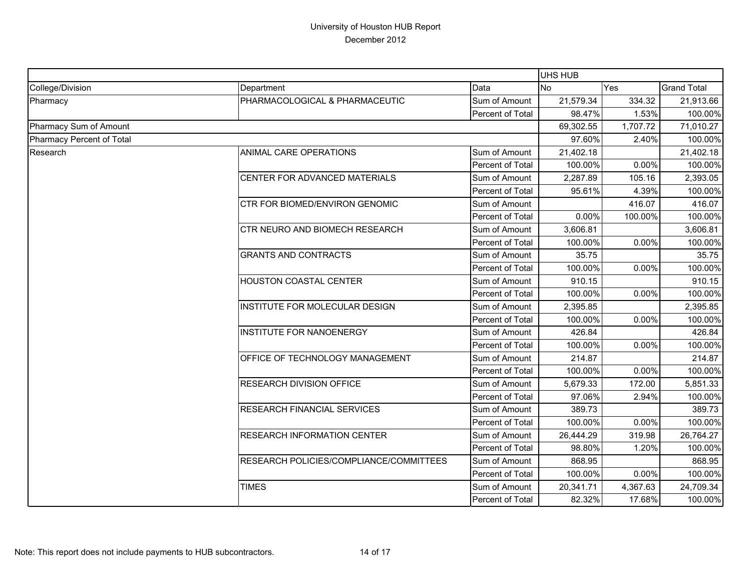# University of Houston HUB Report

December 2012

| | | | UHS HUB | | |
|---|---|---|---|---|---|
| College/Division | Department | Data | No | Yes | Grand Total |
| Pharmacy | PHARMACOLOGICAL & PHARMACEUTIC | Sum of Amount | 21,579.34 | 334.32 | 21,913.66 |
| | | Percent of Total | 98.47% | 1.53% | 100.00% |
| Pharmacy Sum of Amount | | | 69,302.55 | 1,707.72 | 71,010.27 |
| Pharmacy Percent of Total | | | 97.60% | 2.40% | 100.00% |
| Research | ANIMAL CARE OPERATIONS | Sum of Amount | 21,402.18 | | 21,402.18 |
| | | Percent of Total | 100.00% | 0.00% | 100.00% |
| | CENTER FOR ADVANCED MATERIALS | Sum of Amount | 2,287.89 | 105.16 | 2,393.05 |
| | | Percent of Total | 95.61% | 4.39% | 100.00% |
| | CTR FOR BIOMED/ENVIRON GENOMIC | Sum of Amount | | 416.07 | 416.07 |
| | | Percent of Total | 0.00% | 100.00% | 100.00% |
| | CTR NEURO AND BIOMECH RESEARCH | Sum of Amount | 3,606.81 | | 3,606.81 |
| | | Percent of Total | 100.00% | 0.00% | 100.00% |
| | GRANTS AND CONTRACTS | Sum of Amount | 35.75 | | 35.75 |
| | | Percent of Total | 100.00% | 0.00% | 100.00% |
| | HOUSTON COASTAL CENTER | Sum of Amount | 910.15 | | 910.15 |
| | | Percent of Total | 100.00% | 0.00% | 100.00% |
| | INSTITUTE FOR MOLECULAR DESIGN | Sum of Amount | 2,395.85 | | 2,395.85 |
| | | Percent of Total | 100.00% | 0.00% | 100.00% |
| | INSTITUTE FOR NANOENERGY | Sum of Amount | 426.84 | | 426.84 |
| | | Percent of Total | 100.00% | 0.00% | 100.00% |
| | OFFICE OF TECHNOLOGY MANAGEMENT | Sum of Amount | 214.87 | | 214.87 |
| | | Percent of Total | 100.00% | 0.00% | 100.00% |
| | RESEARCH DIVISION OFFICE | Sum of Amount | 5,679.33 | 172.00 | 5,851.33 |
| | | Percent of Total | 97.06% | 2.94% | 100.00% |
| | RESEARCH FINANCIAL SERVICES | Sum of Amount | 389.73 | | 389.73 |
| | | Percent of Total | 100.00% | 0.00% | 100.00% |
| | RESEARCH INFORMATION CENTER | Sum of Amount | 26,444.29 | 319.98 | 26,764.27 |
| | | Percent of Total | 98.80% | 1.20% | 100.00% |
| | RESEARCH POLICIES/COMPLIANCE/COMMITTEES | Sum of Amount | 868.95 | | 868.95 |
| | | Percent of Total | 100.00% | 0.00% | 100.00% |
| | TIMES | Sum of Amount | 20,341.71 | 4,367.63 | 24,709.34 |
| | | Percent of Total | 82.32% | 17.68% | 100.00% |

Note: This report does not include payments to HUB subcontractors.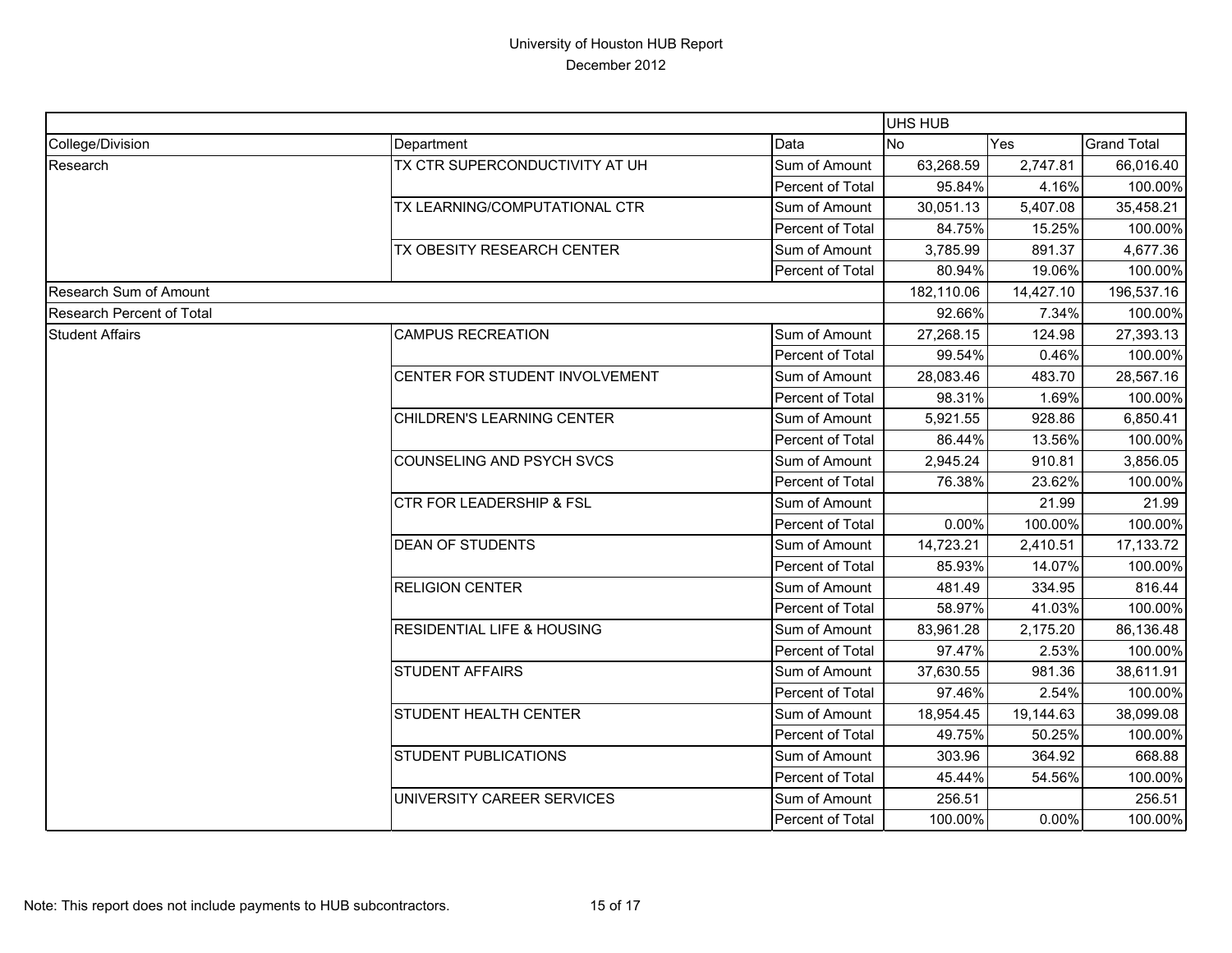# University of Houston HUB Report

December 2012

| | | | UHS HUB | | |
|---|---|---|---|---|---|
| College/Division | Department | Data | No | Yes | Grand Total |
| Research | TX CTR SUPERCONDUCTIVITY AT UH | Sum of Amount | 63,268.59 | 2,747.81 | 66,016.40 |
| | | Percent of Total | 95.84% | 4.16% | 100.00% |
| | TX LEARNING/COMPUTATIONAL CTR | Sum of Amount | 30,051.13 | 5,407.08 | 35,458.21 |
| | | Percent of Total | 84.75% | 15.25% | 100.00% |
| | TX OBESITY RESEARCH CENTER | Sum of Amount | 3,785.99 | 891.37 | 4,677.36 |
| | | Percent of Total | 80.94% | 19.06% | 100.00% |
| Research Sum of Amount | | | 182,110.06 | 14,427.10 | 196,537.16 |
| Research Percent of Total | | | 92.66% | 7.34% | 100.00% |
| Student Affairs | CAMPUS RECREATION | Sum of Amount | 27,268.15 | 124.98 | 27,393.13 |
| | | Percent of Total | 99.54% | 0.46% | 100.00% |
| | CENTER FOR STUDENT INVOLVEMENT | Sum of Amount | 28,083.46 | 483.70 | 28,567.16 |
| | | Percent of Total | 98.31% | 1.69% | 100.00% |
| | CHILDREN'S LEARNING CENTER | Sum of Amount | 5,921.55 | 928.86 | 6,850.41 |
| | | Percent of Total | 86.44% | 13.56% | 100.00% |
| | COUNSELING AND PSYCH SVCS | Sum of Amount | 2,945.24 | 910.81 | 3,856.05 |
| | | Percent of Total | 76.38% | 23.62% | 100.00% |
| | CTR FOR LEADERSHIP & FSL | Sum of Amount | | 21.99 | 21.99 |
| | | Percent of Total | 0.00% | 100.00% | 100.00% |
| | DEAN OF STUDENTS | Sum of Amount | 14,723.21 | 2,410.51 | 17,133.72 |
| | | Percent of Total | 85.93% | 14.07% | 100.00% |
| | RELIGION CENTER | Sum of Amount | 481.49 | 334.95 | 816.44 |
| | | Percent of Total | 58.97% | 41.03% | 100.00% |
| | RESIDENTIAL LIFE & HOUSING | Sum of Amount | 83,961.28 | 2,175.20 | 86,136.48 |
| | | Percent of Total | 97.47% | 2.53% | 100.00% |
| | STUDENT AFFAIRS | Sum of Amount | 37,630.55 | 981.36 | 38,611.91 |
| | | Percent of Total | 97.46% | 2.54% | 100.00% |
| | STUDENT HEALTH CENTER | Sum of Amount | 18,954.45 | 19,144.63 | 38,099.08 |
| | | Percent of Total | 49.75% | 50.25% | 100.00% |
| | STUDENT PUBLICATIONS | Sum of Amount | 303.96 | 364.92 | 668.88 |
| | | Percent of Total | 45.44% | 54.56% | 100.00% |
| | UNIVERSITY CAREER SERVICES | Sum of Amount | 256.51 | | 256.51 |
| | | Percent of Total | 100.00% | 0.00% | 100.00% |

Note: This report does not include payments to HUB subcontractors.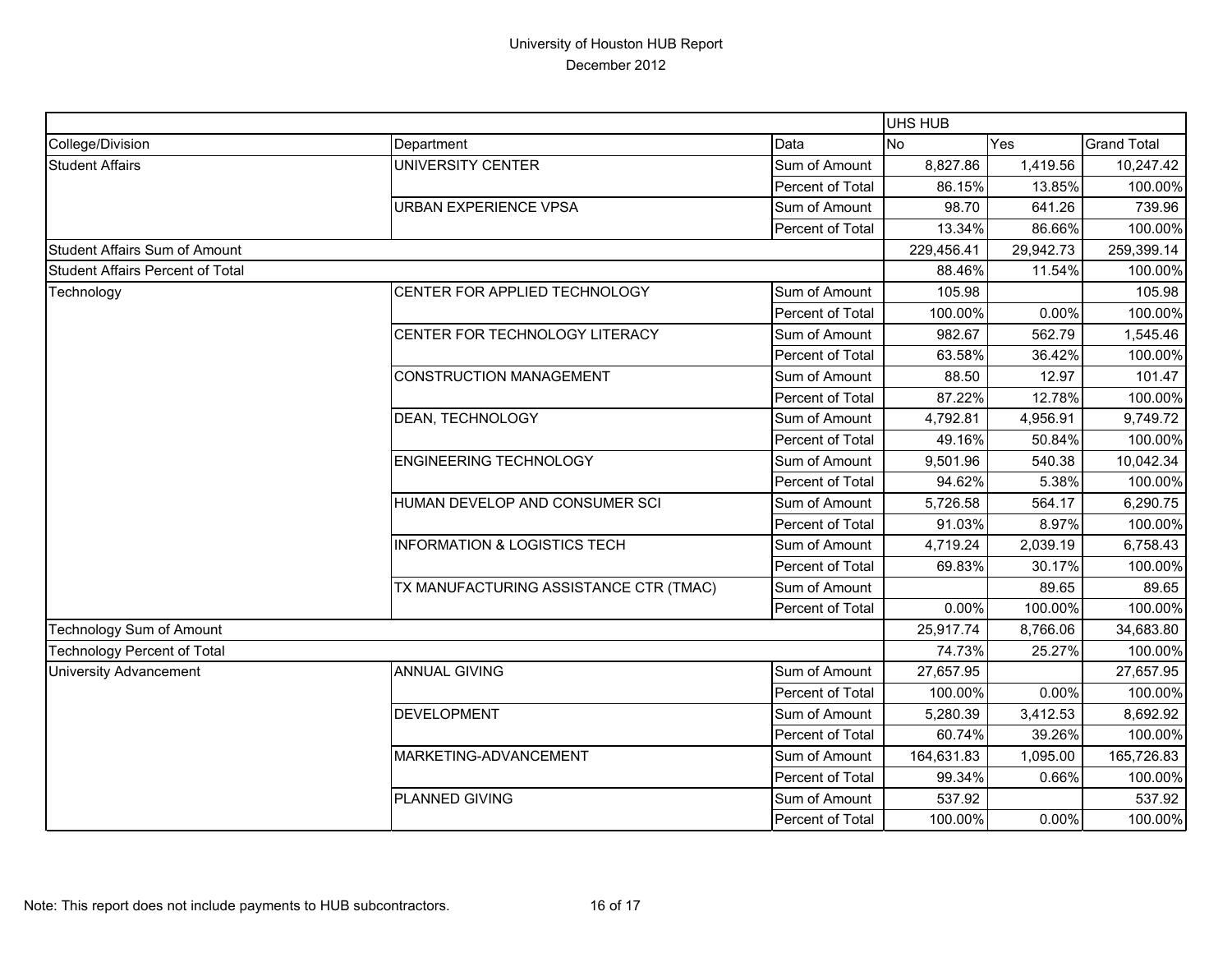# University of Houston HUB Report

December 2012

| | | | UHS HUB | | |
|---|---|---|---|---|---|
| College/Division | Department | Data | No | Yes | Grand Total |
| Student Affairs | UNIVERSITY CENTER | Sum of Amount | 8,827.86 | 1,419.56 | 10,247.42 |
| | | Percent of Total | 86.15% | 13.85% | 100.00% |
| | URBAN EXPERIENCE VPSA | Sum of Amount | 98.70 | 641.26 | 739.96 |
| | | Percent of Total | 13.34% | 86.66% | 100.00% |
| Student Affairs Sum of Amount | | | 229,456.41 | 29,942.73 | 259,399.14 |
| Student Affairs Percent of Total | | | 88.46% | 11.54% | 100.00% |
| Technology | CENTER FOR APPLIED TECHNOLOGY | Sum of Amount | 105.98 | | 105.98 |
| | | Percent of Total | 100.00% | 0.00% | 100.00% |
| | CENTER FOR TECHNOLOGY LITERACY | Sum of Amount | 982.67 | 562.79 | 1,545.46 |
| | | Percent of Total | 63.58% | 36.42% | 100.00% |
| | CONSTRUCTION MANAGEMENT | Sum of Amount | 88.50 | 12.97 | 101.47 |
| | | Percent of Total | 87.22% | 12.78% | 100.00% |
| | DEAN, TECHNOLOGY | Sum of Amount | 4,792.81 | 4,956.91 | 9,749.72 |
| | | Percent of Total | 49.16% | 50.84% | 100.00% |
| | ENGINEERING TECHNOLOGY | Sum of Amount | 9,501.96 | 540.38 | 10,042.34 |
| | | Percent of Total | 94.62% | 5.38% | 100.00% |
| | HUMAN DEVELOP AND CONSUMER SCI | Sum of Amount | 5,726.58 | 564.17 | 6,290.75 |
| | | Percent of Total | 91.03% | 8.97% | 100.00% |
| | INFORMATION & LOGISTICS TECH | Sum of Amount | 4,719.24 | 2,039.19 | 6,758.43 |
| | | Percent of Total | 69.83% | 30.17% | 100.00% |
| | TX MANUFACTURING ASSISTANCE CTR (TMAC) | Sum of Amount | | 89.65 | 89.65 |
| | | Percent of Total | 0.00% | 100.00% | 100.00% |
| Technology Sum of Amount | | | 25,917.74 | 8,766.06 | 34,683.80 |
| Technology Percent of Total | | | 74.73% | 25.27% | 100.00% |
| University Advancement | ANNUAL GIVING | Sum of Amount | 27,657.95 | | 27,657.95 |
| | | Percent of Total | 100.00% | 0.00% | 100.00% |
| | DEVELOPMENT | Sum of Amount | 5,280.39 | 3,412.53 | 8,692.92 |
| | | Percent of Total | 60.74% | 39.26% | 100.00% |
| | MARKETING-ADVANCEMENT | Sum of Amount | 164,631.83 | 1,095.00 | 165,726.83 |
| | | Percent of Total | 99.34% | 0.66% | 100.00% |
| | PLANNED GIVING | Sum of Amount | 537.92 | | 537.92 |
| | | Percent of Total | 100.00% | 0.00% | 100.00% |

Note: This report does not include payments to HUB subcontractors.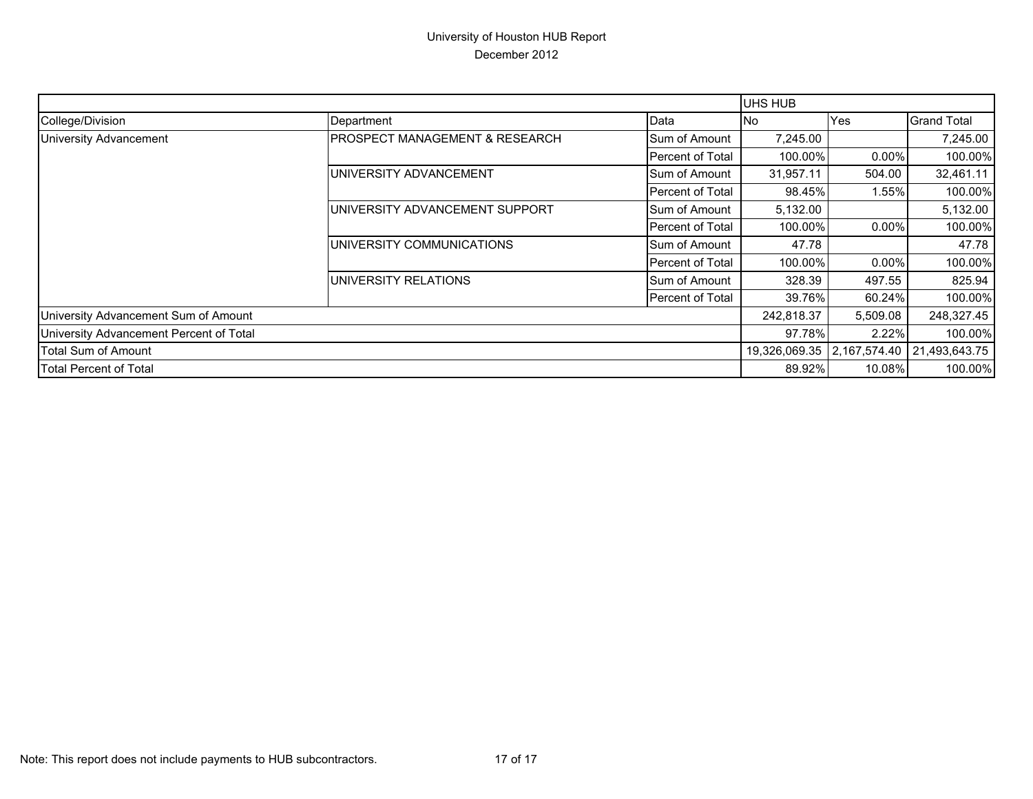University of Houston HUB Report

December 2012

| | | | UHS HUB | | |
|---|---|---|---|---|---|
| College/Division | Department | Data | No | Yes | Grand Total |
| University Advancement | PROSPECT MANAGEMENT & RESEARCH | Sum of Amount | 7,245.00 | | 7,245.00 |
| | | Percent of Total | 100.00% | 0.00% | 100.00% |
| | UNIVERSITY ADVANCEMENT | Sum of Amount | 31,957.11 | 504.00 | 32,461.11 |
| | | Percent of Total | 98.45% | 1.55% | 100.00% |
| | UNIVERSITY ADVANCEMENT SUPPORT | Sum of Amount | 5,132.00 | | 5,132.00 |
| | | Percent of Total | 100.00% | 0.00% | 100.00% |
| | UNIVERSITY COMMUNICATIONS | Sum of Amount | 47.78 | | 47.78 |
| | | Percent of Total | 100.00% | 0.00% | 100.00% |
| | UNIVERSITY RELATIONS | Sum of Amount | 328.39 | 497.55 | 825.94 |
| | | Percent of Total | 39.76% | 60.24% | 100.00% |
| University Advancement Sum of Amount | | | 242,818.37 | 5,509.08 | 248,327.45 |
| University Advancement Percent of Total | | | 97.78% | 2.22% | 100.00% |
| Total Sum of Amount | | | 19,326,069.35 | 2,167,574.40 | 21,493,643.75 |
| Total Percent of Total | | | 89.92% | 10.08% | 100.00% |

Note: This report does not include payments to HUB subcontractors.